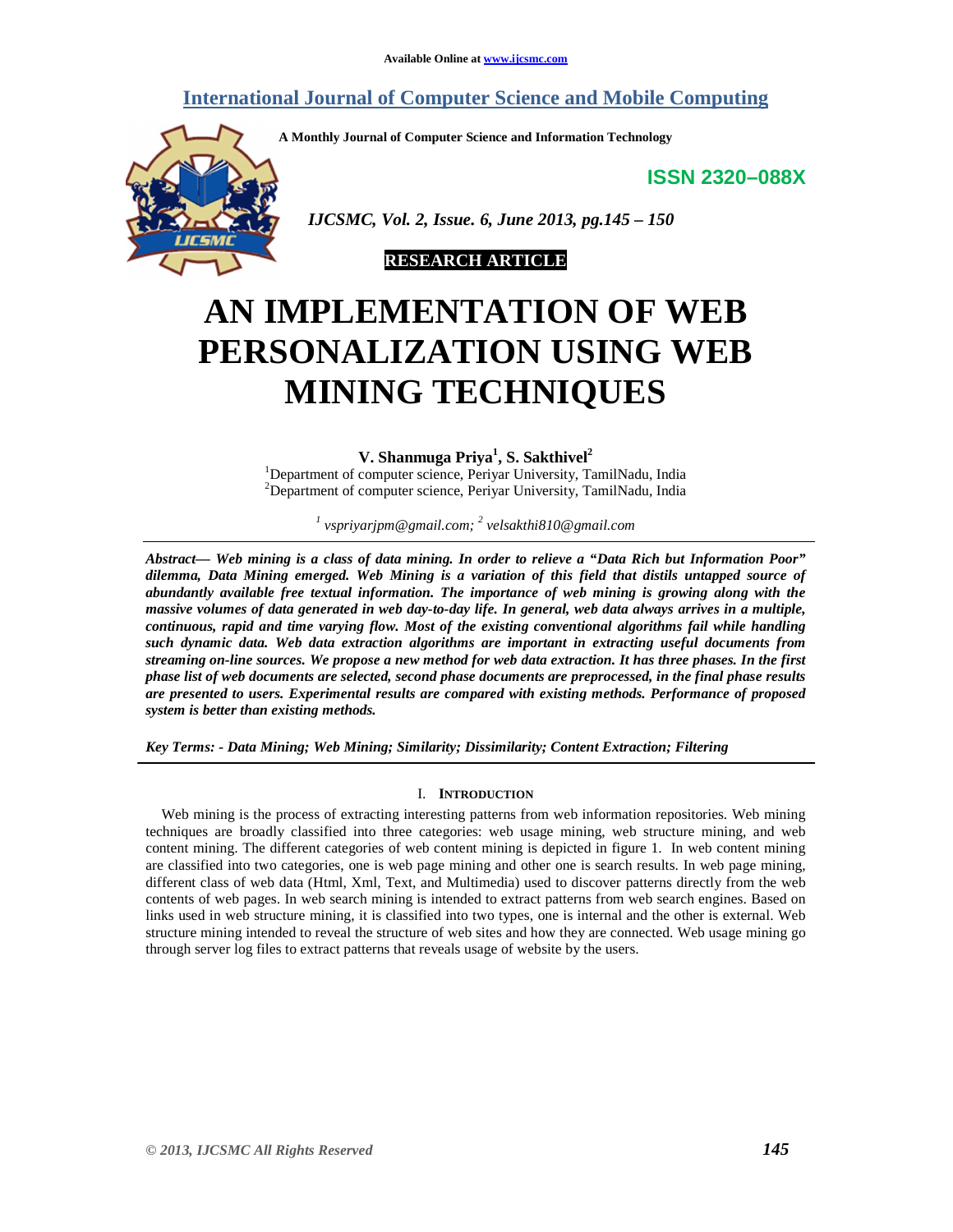Available Online at www.ijcsmc.com

# International Journal of Computer Science and Mobile Computing

A Monthly Journal of Computer Science and Information Technology

ISSN 2320–088X

*IJCSMC, Vol. 2, Issue. 6, June 2013, pg.145 – 150*

**RESEARCH ARTICLE**

# AN IMPLEMENTATION OF WEB PERSONALIZATION USING WEB MINING TECHNIQUES

**V. Shanmuga Priya[1], S. Sakthivel[2]**

[1]Department of computer science, Periyar University, TamilNadu, India
[2]Department of computer science, Periyar University, TamilNadu, India

*[1] vspriyarjpm@gmail.com; [2] velsakthi810@gmail.com*

***Abstract*— *Web mining is a class of data mining. In order to relieve a "Data Rich but Information Poor" dilemma, Data Mining emerged. Web Mining is a variation of this field that distils untapped source of abundantly available free textual information. The importance of web mining is growing along with the massive volumes of data generated in web day-to-day life. In general, web data always arrives in a multiple, continuous, rapid and time varying flow. Most of the existing conventional algorithms fail while handling such dynamic data. Web data extraction algorithms are important in extracting useful documents from streaming on-line sources. We propose a new method for web data extraction. It has three phases. In the first phase list of web documents are selected, second phase documents are preprocessed, in the final phase results are presented to users. Experimental results are compared with existing methods. Performance of proposed system is better than existing methods.***

***Key Terms: - Data Mining; Web Mining; Similarity; Dissimilarity; Content Extraction; Filtering***

## I. INTRODUCTION

Web mining is the process of extracting interesting patterns from web information repositories. Web mining techniques are broadly classified into three categories: web usage mining, web structure mining, and web content mining. The different categories of web content mining is depicted in figure 1. In web content mining are classified into two categories, one is web page mining and other one is search results. In web page mining, different class of web data (Html, Xml, Text, and Multimedia) used to discover patterns directly from the web contents of web pages. In web search mining is intended to extract patterns from web search engines. Based on links used in web structure mining, it is classified into two types, one is internal and the other is external. Web structure mining intended to reveal the structure of web sites and how they are connected. Web usage mining go through server log files to extract patterns that reveals usage of website by the users.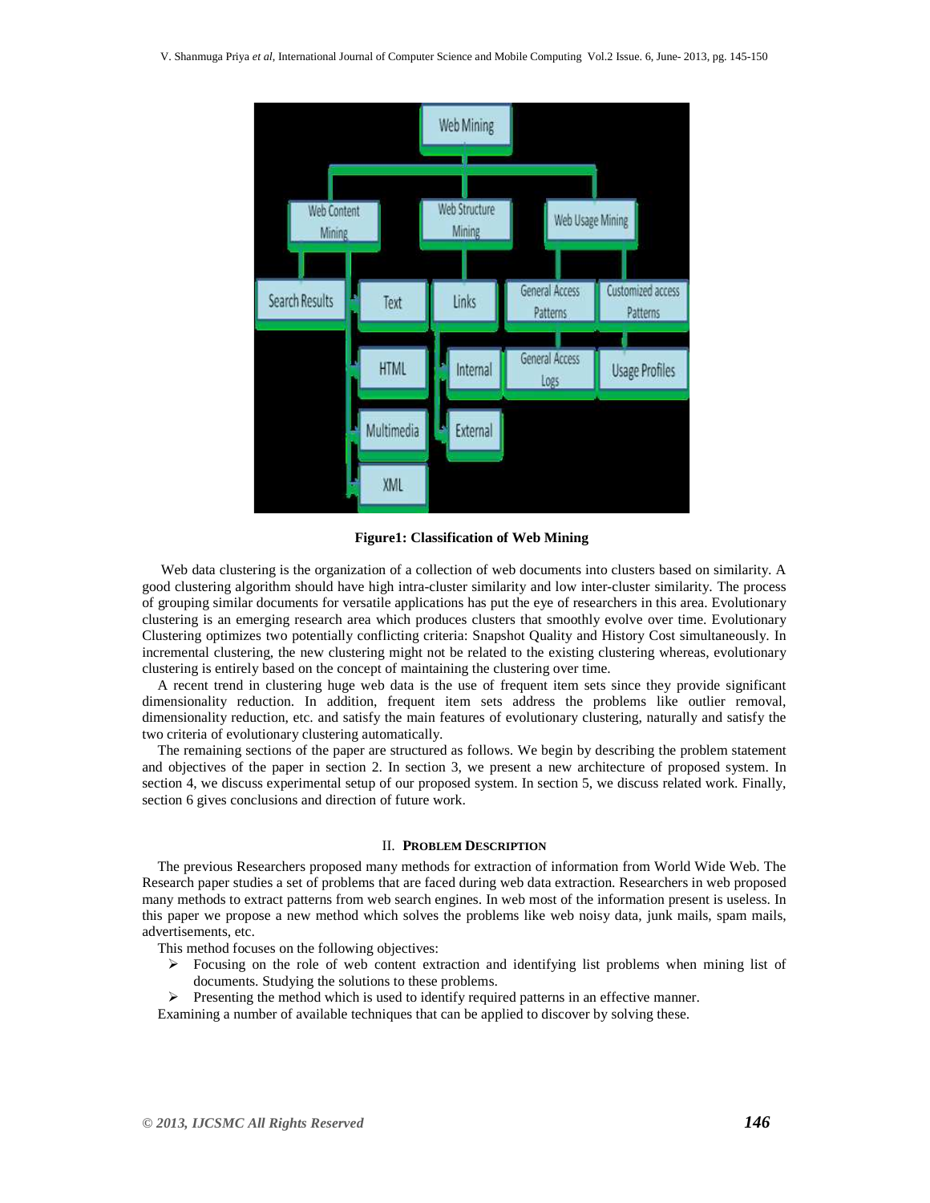**Figure1: Classification of Web Mining**

Web data clustering is the organization of a collection of web documents into clusters based on similarity. A good clustering algorithm should have high intra-cluster similarity and low inter-cluster similarity. The process of grouping similar documents for versatile applications has put the eye of researchers in this area. Evolutionary clustering is an emerging research area which produces clusters that smoothly evolve over time. Evolutionary Clustering optimizes two potentially conflicting criteria: Snapshot Quality and History Cost simultaneously. In incremental clustering, the new clustering might not be related to the existing clustering whereas, evolutionary clustering is entirely based on the concept of maintaining the clustering over time.

A recent trend in clustering huge web data is the use of frequent item sets since they provide significant dimensionality reduction. In addition, frequent item sets address the problems like outlier removal, dimensionality reduction, etc. and satisfy the main features of evolutionary clustering, naturally and satisfy the two criteria of evolutionary clustering automatically.

The remaining sections of the paper are structured as follows. We begin by describing the problem statement and objectives of the paper in section 2. In section 3, we present a new architecture of proposed system. In section 4, we discuss experimental setup of our proposed system. In section 5, we discuss related work. Finally, section 6 gives conclusions and direction of future work.

## II. Problem Description

The previous Researchers proposed many methods for extraction of information from World Wide Web. The Research paper studies a set of problems that are faced during web data extraction. Researchers in web proposed many methods to extract patterns from web search engines. In web most of the information present is useless. In this paper we propose a new method which solves the problems like web noisy data, junk mails, spam mails, advertisements, etc.

This method focuses on the following objectives:

- Focusing on the role of web content extraction and identifying list problems when mining list of documents. Studying the solutions to these problems.
- Presenting the method which is used to identify required patterns in an effective manner.

Examining a number of available techniques that can be applied to discover by solving these.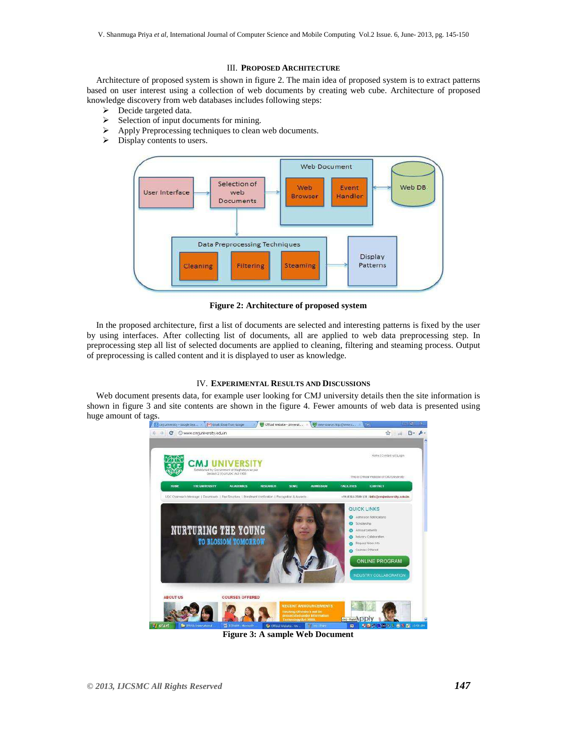## III. PROPOSED ARCHITECTURE

Architecture of proposed system is shown in figure 2. The main idea of proposed system is to extract patterns based on user interest using a collection of web documents by creating web cube. Architecture of proposed knowledge discovery from web databases includes following steps:

- Decide targeted data.
- Selection of input documents for mining.
- Apply Preprocessing techniques to clean web documents.
- Display contents to users.

**Figure 2: Architecture of proposed system**

In the proposed architecture, first a list of documents are selected and interesting patterns is fixed by the user by using interfaces. After collecting list of documents, all are applied to web data preprocessing step. In preprocessing step all list of selected documents are applied to cleaning, filtering and steaming process. Output of preprocessing is called content and it is displayed to user as knowledge.

## IV. EXPERIMENTAL RESULTS AND DISCUSSIONS

Web document presents data, for example user looking for CMJ university details then the site information is shown in figure 3 and site contents are shown in the figure 4. Fewer amounts of web data is presented using huge amount of tags.

**Figure 3: A sample Web Document**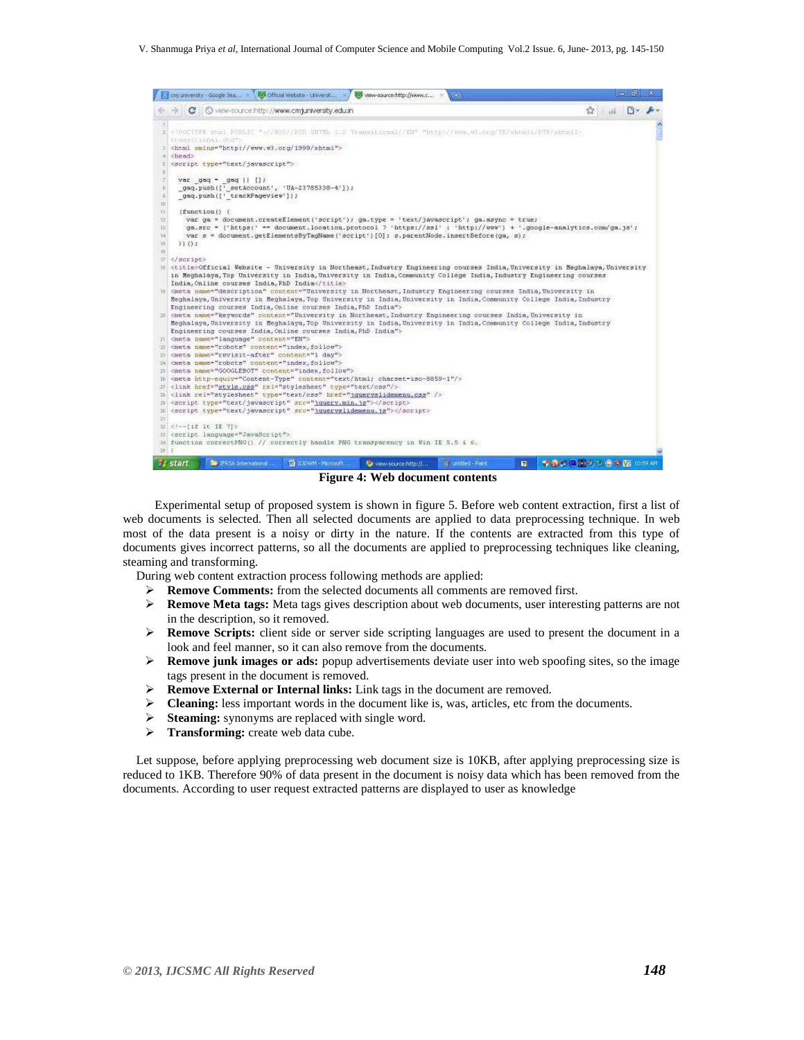**Figure 4: Web document contents**

Experimental setup of proposed system is shown in figure 5. Before web content extraction, first a list of web documents is selected. Then all selected documents are applied to data preprocessing technique. In web most of the data present is a noisy or dirty in the nature. If the contents are extracted from this type of documents gives incorrect patterns, so all the documents are applied to preprocessing techniques like cleaning, steaming and transforming.

During web content extraction process following methods are applied:

- **Remove Comments:** from the selected documents all comments are removed first.
- **Remove Meta tags:** Meta tags gives description about web documents, user interesting patterns are not in the description, so it removed.
- **Remove Scripts:** client side or server side scripting languages are used to present the document in a look and feel manner, so it can also remove from the documents.
- **Remove junk images or ads:** popup advertisements deviate user into web spoofing sites, so the image tags present in the document is removed.
- **Remove External or Internal links:** Link tags in the document are removed.
- **Cleaning:** less important words in the document like is, was, articles, etc from the documents.
- **Steaming:** synonyms are replaced with single word.
- **Transforming:** create web data cube.

Let suppose, before applying preprocessing web document size is 10KB, after applying preprocessing size is reduced to 1KB. Therefore 90% of data present in the document is noisy data which has been removed from the documents. According to user request extracted patterns are displayed to user as knowledge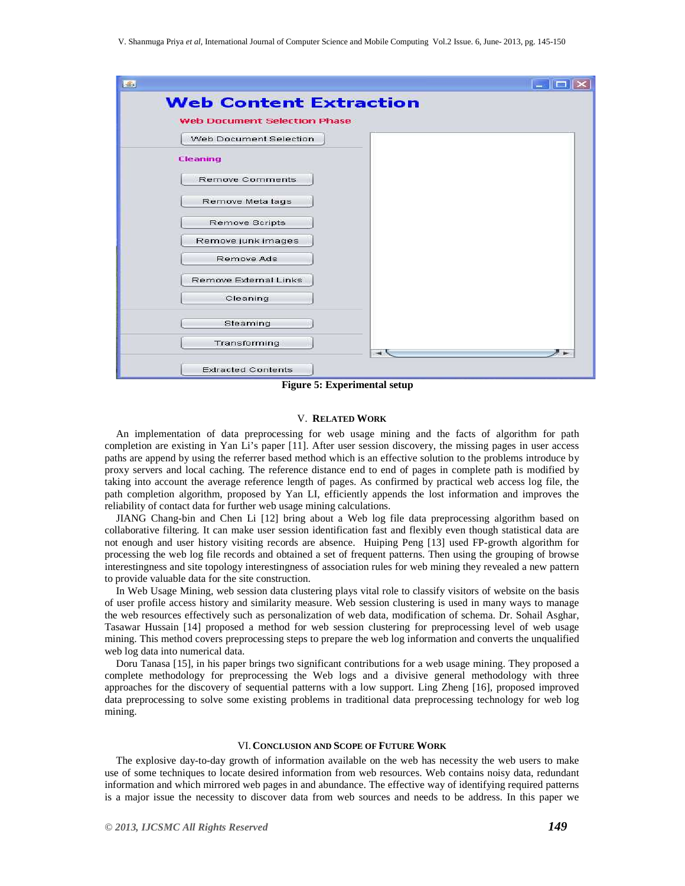Figure 5: Experimental setup

## V. RELATED WORK

An implementation of data preprocessing for web usage mining and the facts of algorithm for path completion are existing in Yan Li's paper [11]. After user session discovery, the missing pages in user access paths are append by using the referrer based method which is an effective solution to the problems introduce by proxy servers and local caching. The reference distance end to end of pages in complete path is modified by taking into account the average reference length of pages. As confirmed by practical web access log file, the path completion algorithm, proposed by Yan LI, efficiently appends the lost information and improves the reliability of contact data for further web usage mining calculations.

JIANG Chang-bin and Chen Li [12] bring about a Web log file data preprocessing algorithm based on collaborative filtering. It can make user session identification fast and flexibly even though statistical data are not enough and user history visiting records are absence. Huiping Peng [13] used FP-growth algorithm for processing the web log file records and obtained a set of frequent patterns. Then using the grouping of browse interestingness and site topology interestingness of association rules for web mining they revealed a new pattern to provide valuable data for the site construction.

In Web Usage Mining, web session data clustering plays vital role to classify visitors of website on the basis of user profile access history and similarity measure. Web session clustering is used in many ways to manage the web resources effectively such as personalization of web data, modification of schema. Dr. Sohail Asghar, Tasawar Hussain [14] proposed a method for web session clustering for preprocessing level of web usage mining. This method covers preprocessing steps to prepare the web log information and converts the unqualified web log data into numerical data.

Doru Tanasa [15], in his paper brings two significant contributions for a web usage mining. They proposed a complete methodology for preprocessing the Web logs and a divisive general methodology with three approaches for the discovery of sequential patterns with a low support. Ling Zheng [16], proposed improved data preprocessing to solve some existing problems in traditional data preprocessing technology for web log mining.

## VI. CONCLUSION AND SCOPE OF FUTURE WORK

The explosive day-to-day growth of information available on the web has necessity the web users to make use of some techniques to locate desired information from web resources. Web contains noisy data, redundant information and which mirrored web pages in and abundance. The effective way of identifying required patterns is a major issue the necessity to discover data from web sources and needs to be address. In this paper we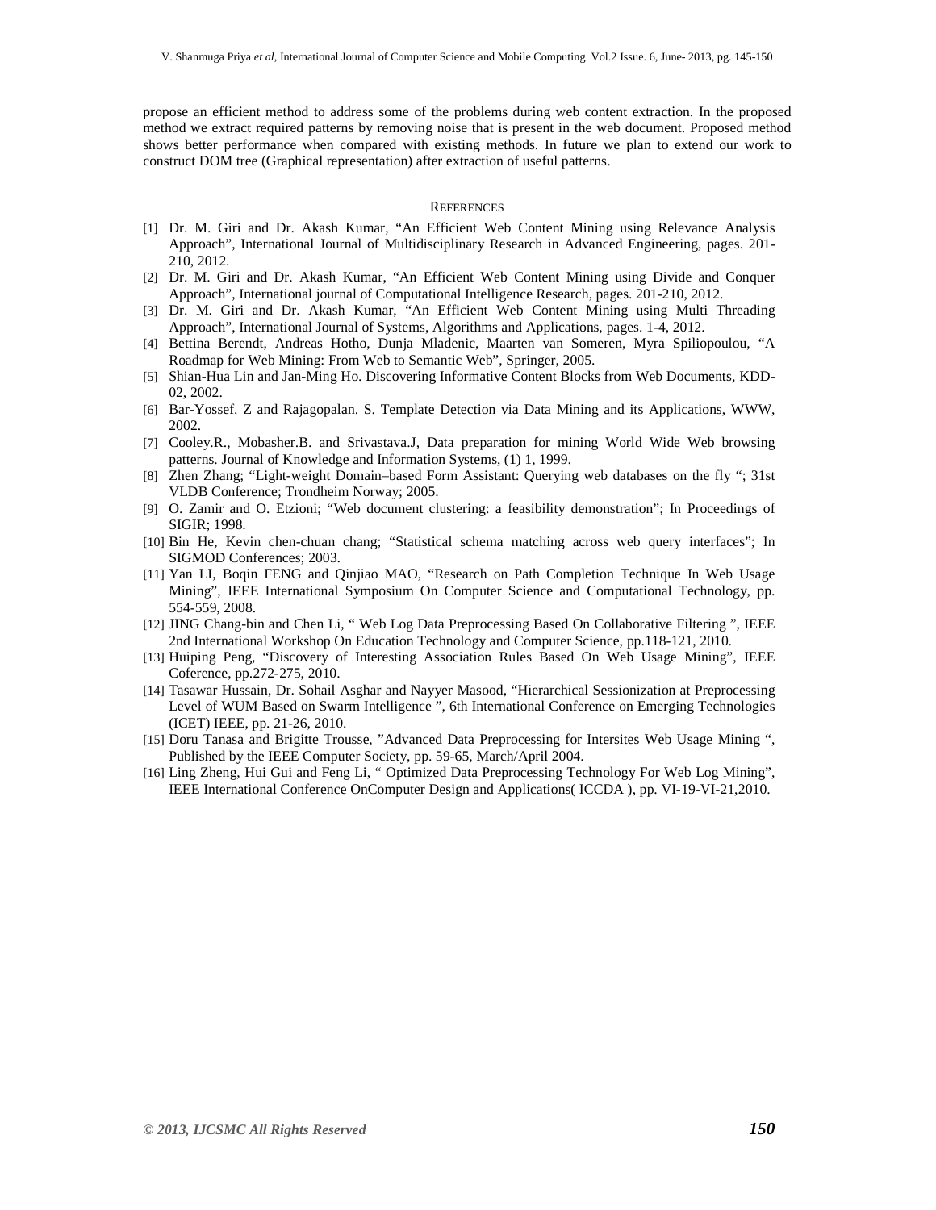propose an efficient method to address some of the problems during web content extraction. In the proposed method we extract required patterns by removing noise that is present in the web document. Proposed method shows better performance when compared with existing methods. In future we plan to extend our work to construct DOM tree (Graphical representation) after extraction of useful patterns.

## REFERENCES

[1] Dr. M. Giri and Dr. Akash Kumar, "An Efficient Web Content Mining using Relevance Analysis Approach", International Journal of Multidisciplinary Research in Advanced Engineering, pages. 201-210, 2012.

[2] Dr. M. Giri and Dr. Akash Kumar, "An Efficient Web Content Mining using Divide and Conquer Approach", International journal of Computational Intelligence Research, pages. 201-210, 2012.

[3] Dr. M. Giri and Dr. Akash Kumar, "An Efficient Web Content Mining using Multi Threading Approach", International Journal of Systems, Algorithms and Applications, pages. 1-4, 2012.

[4] Bettina Berendt, Andreas Hotho, Dunja Mladenic, Maarten van Someren, Myra Spiliopoulou, "A Roadmap for Web Mining: From Web to Semantic Web", Springer, 2005.

[5] Shian-Hua Lin and Jan-Ming Ho. Discovering Informative Content Blocks from Web Documents, KDD-02, 2002.

[6] Bar-Yossef. Z and Rajagopalan. S. Template Detection via Data Mining and its Applications, WWW, 2002.

[7] Cooley.R., Mobasher.B. and Srivastava.J, Data preparation for mining World Wide Web browsing patterns. Journal of Knowledge and Information Systems, (1) 1, 1999.

[8] Zhen Zhang; "Light-weight Domain–based Form Assistant: Querying web databases on the fly "; 31st VLDB Conference; Trondheim Norway; 2005.

[9] O. Zamir and O. Etzioni; "Web document clustering: a feasibility demonstration"; In Proceedings of SIGIR; 1998.

[10] Bin He, Kevin chen-chuan chang; "Statistical schema matching across web query interfaces"; In SIGMOD Conferences; 2003.

[11] Yan LI, Boqin FENG and Qinjiao MAO, "Research on Path Completion Technique In Web Usage Mining", IEEE International Symposium On Computer Science and Computational Technology, pp. 554-559, 2008.

[12] JING Chang-bin and Chen Li, " Web Log Data Preprocessing Based On Collaborative Filtering ", IEEE 2nd International Workshop On Education Technology and Computer Science, pp.118-121, 2010.

[13] Huiping Peng, "Discovery of Interesting Association Rules Based On Web Usage Mining", IEEE Coference, pp.272-275, 2010.

[14] Tasawar Hussain, Dr. Sohail Asghar and Nayyer Masood, "Hierarchical Sessionization at Preprocessing Level of WUM Based on Swarm Intelligence ", 6th International Conference on Emerging Technologies (ICET) IEEE, pp. 21-26, 2010.

[15] Doru Tanasa and Brigitte Trousse, "Advanced Data Preprocessing for Intersites Web Usage Mining ", Published by the IEEE Computer Society, pp. 59-65, March/April 2004.

[16] Ling Zheng, Hui Gui and Feng Li, " Optimized Data Preprocessing Technology For Web Log Mining", IEEE International Conference OnComputer Design and Applications( ICCDA ), pp. VI-19-VI-21,2010.